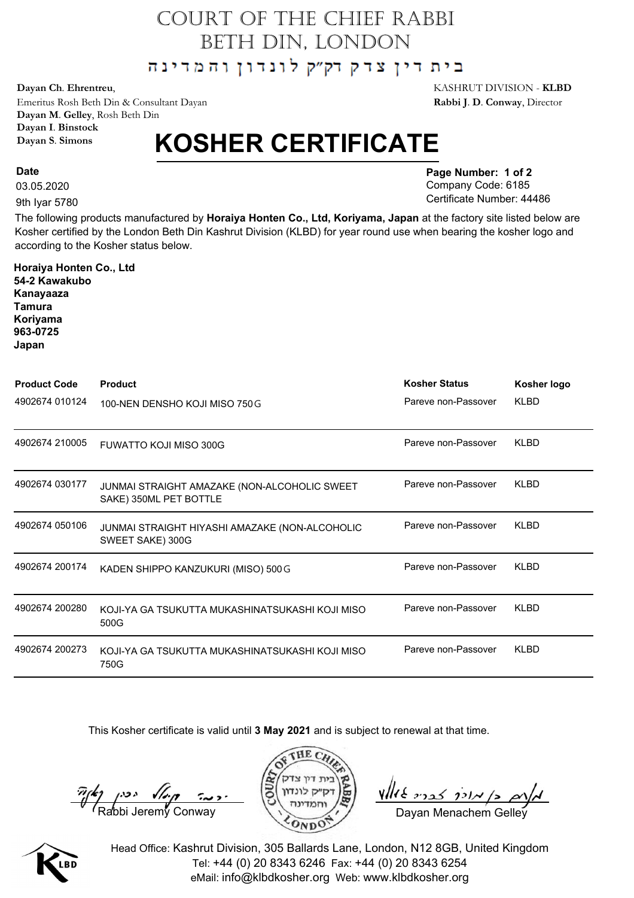# COURT OF THE CHIEF RABBI
# BETH DIN, LONDON

בית דין צדק דק"ק לונדון והמדינה

**Dayan Ch. Ehrentreu**,
Emeritus Rosh Beth Din & Consultant Dayan
**Dayan M. Gelley**, Rosh Beth Din
**Dayan I. Binstock**
**Dayan S. Simons**

KASHRUT DIVISION - **KLBD**
**Rabbi J. D. Conway**, Director

# KOSHER CERTIFICATE

**Date**
03.05.2020
9th Iyar 5780

**Page Number: 1 of 2**
Company Code: 6185
Certificate Number: 44486

The following products manufactured by **Horaiya Honten Co., Ltd, Koriyama, Japan** at the factory site listed below are Kosher certified by the London Beth Din Kashrut Division (KLBD) for year round use when bearing the kosher logo and according to the Kosher status below.

**Horaiya Honten Co., Ltd**
**54-2 Kawakubo**
**Kanayaaza**
**Tamura**
**Koriyama**
**963-0725**
**Japan**

| Product Code | Product | Kosher Status | Kosher logo |
|---|---|---|---|
| 4902674 010124 | 100-NEN DENSHO KOJI MISO 750G | Pareve non-Passover | KLBD |
| 4902674 210005 | FUWATTO KOJI MISO 300G | Pareve non-Passover | KLBD |
| 4902674 030177 | JUNMAI STRAIGHT AMAZAKE (NON-ALCOHOLIC SWEET SAKE) 350ML PET BOTTLE | Pareve non-Passover | KLBD |
| 4902674 050106 | JUNMAI STRAIGHT HIYASHI AMAZAKE (NON-ALCOHOLIC SWEET SAKE) 300G | Pareve non-Passover | KLBD |
| 4902674 200174 | KADEN SHIPPO KANZUKURI (MISO) 500G | Pareve non-Passover | KLBD |
| 4902674 200280 | KOJI-YA GA TSUKUTTA MUKASHINATSUKASHI KOJI MISO 500G | Pareve non-Passover | KLBD |
| 4902674 200273 | KOJI-YA GA TSUKUTTA MUKASHINATSUKASHI KOJI MISO 750G | Pareve non-Passover | KLBD |

This Kosher certificate is valid until **3 May 2021** and is subject to renewal at that time.

Rabbi Jeremy Conway

Dayan Menachem Gelley

Head Office: Kashrut Division, 305 Ballards Lane, London, N12 8GB, United Kingdom
Tel: +44 (0) 20 8343 6246 Fax: +44 (0) 20 8343 6254
eMail: info@klbdkosher.org Web: www.klbdkosher.org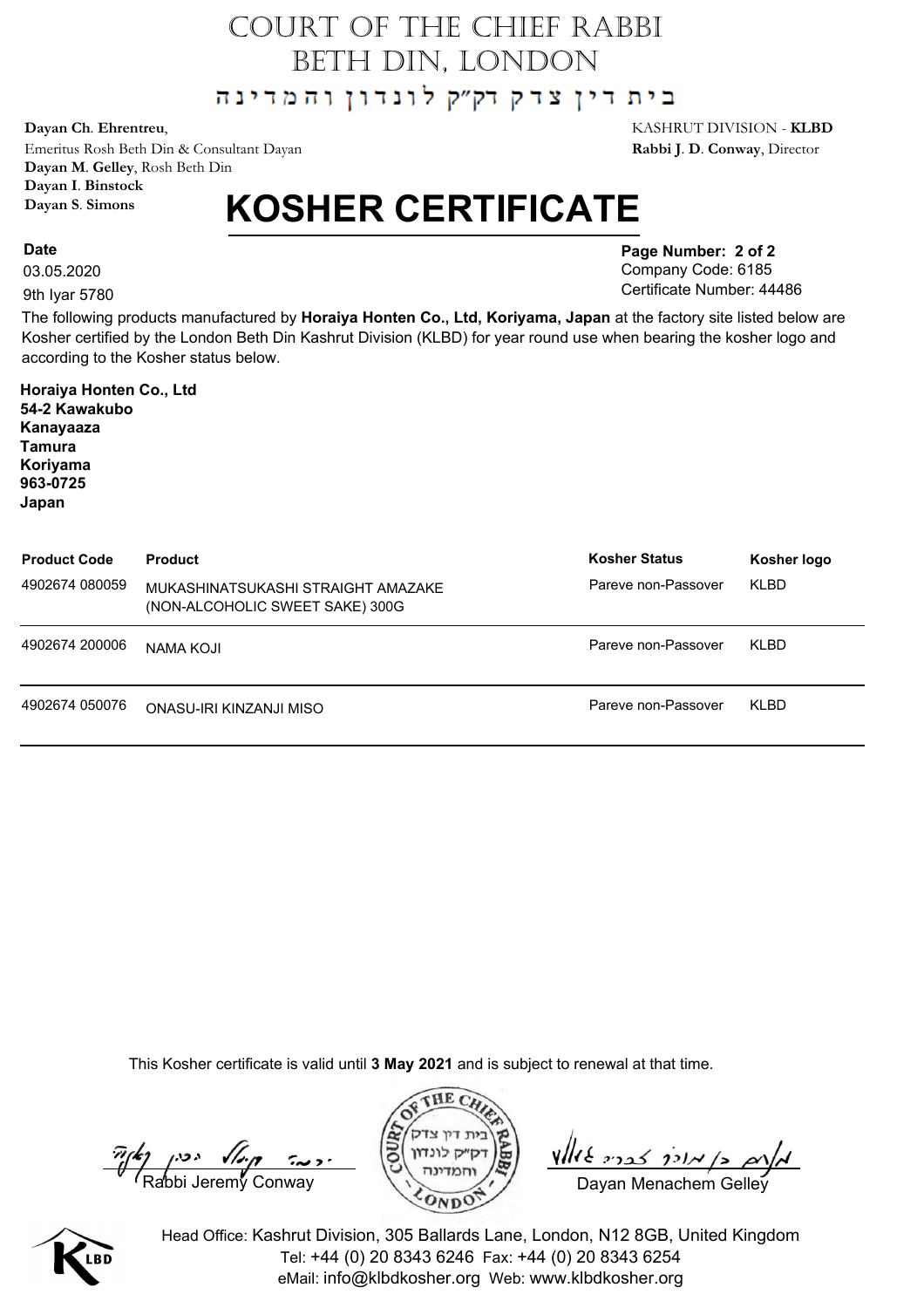# COURT OF THE CHIEF RABBI
# BETH DIN, LONDON
## בית דין צדק דק"ק לונדון והמדינה

**Dayan Ch. Ehrentreu**,
Emeritus Rosh Beth Din & Consultant Dayan
**Dayan M. Gelley**, Rosh Beth Din
**Dayan I. Binstock**
**Dayan S. Simons**

KASHRUT DIVISION - **KLBD**
**Rabbi J. D. Conway**, Director

# KOSHER CERTIFICATE

**Date**
03.05.2020
9th Iyar 5780

**Page Number: 2 of 2**
Company Code: 6185
Certificate Number: 44486

The following products manufactured by **Horaiya Honten Co., Ltd, Koriyama, Japan** at the factory site listed below are Kosher certified by the London Beth Din Kashrut Division (KLBD) for year round use when bearing the kosher logo and according to the Kosher status below.

**Horaiya Honten Co., Ltd**
**54-2 Kawakubo**
**Kanayaaza**
**Tamura**
**Koriyama**
**963-0725**
**Japan**

| Product Code | Product | Kosher Status | Kosher logo |
|---|---|---|---|
| 4902674 080059 | MUKASHINATSUKASHI STRAIGHT AMAZAKE (NON-ALCOHOLIC SWEET SAKE) 300G | Pareve non-Passover | KLBD |
| 4902674 200006 | NAMA KOJI | Pareve non-Passover | KLBD |
| 4902674 050076 | ONASU-IRI KINZANJI MISO | Pareve non-Passover | KLBD |

This Kosher certificate is valid until **3 May 2021** and is subject to renewal at that time.

Rabbi Jeremy Conway

Dayan Menachem Gelley

Head Office: Kashrut Division, 305 Ballards Lane, London, N12 8GB, United Kingdom
Tel: +44 (0) 20 8343 6246 Fax: +44 (0) 20 8343 6254
eMail: info@klbdkosher.org Web: www.klbdkosher.org